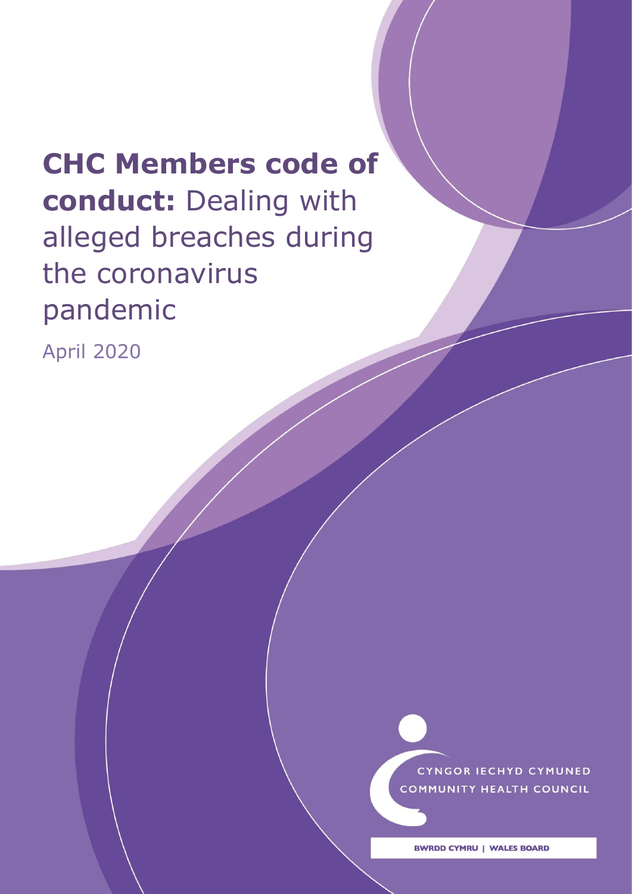# **CHC Members code of conduct:** Dealing with alleged breaches during the coronavirus pandemic

April 2020

CYNGOR IECHYD CYMUNED
COMMUNITY HEALTH COUNCIL

BWRDD CYMRU | WALES BOARD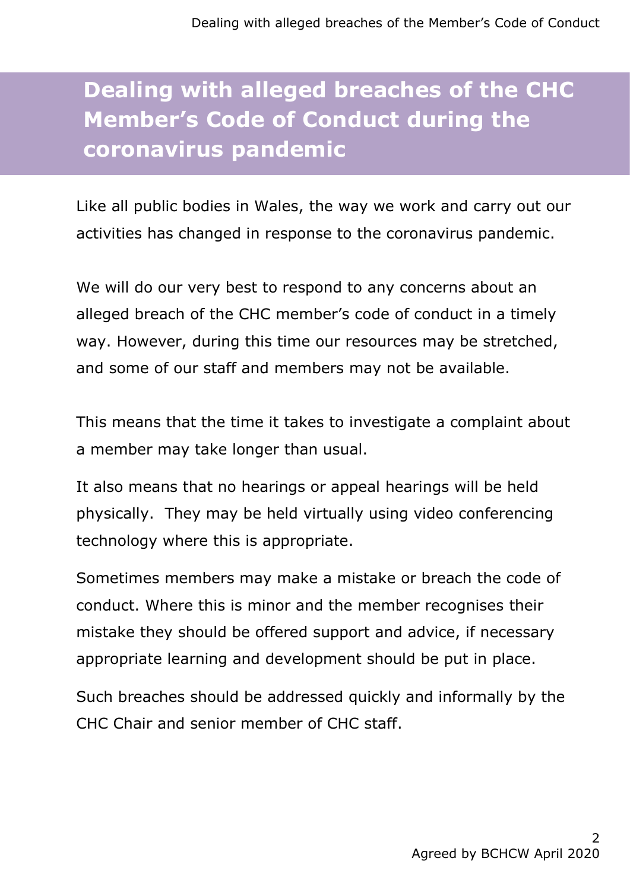# Dealing with alleged breaches of the CHC Member's Code of Conduct during the coronavirus pandemic

Like all public bodies in Wales, the way we work and carry out our activities has changed in response to the coronavirus pandemic.

We will do our very best to respond to any concerns about an alleged breach of the CHC member's code of conduct in a timely way. However, during this time our resources may be stretched, and some of our staff and members may not be available.

This means that the time it takes to investigate a complaint about a member may take longer than usual.

It also means that no hearings or appeal hearings will be held physically. They may be held virtually using video conferencing technology where this is appropriate.

Sometimes members may make a mistake or breach the code of conduct. Where this is minor and the member recognises their mistake they should be offered support and advice, if necessary appropriate learning and development should be put in place.

Such breaches should be addressed quickly and informally by the CHC Chair and senior member of CHC staff.

Agreed by BCHCW April 2020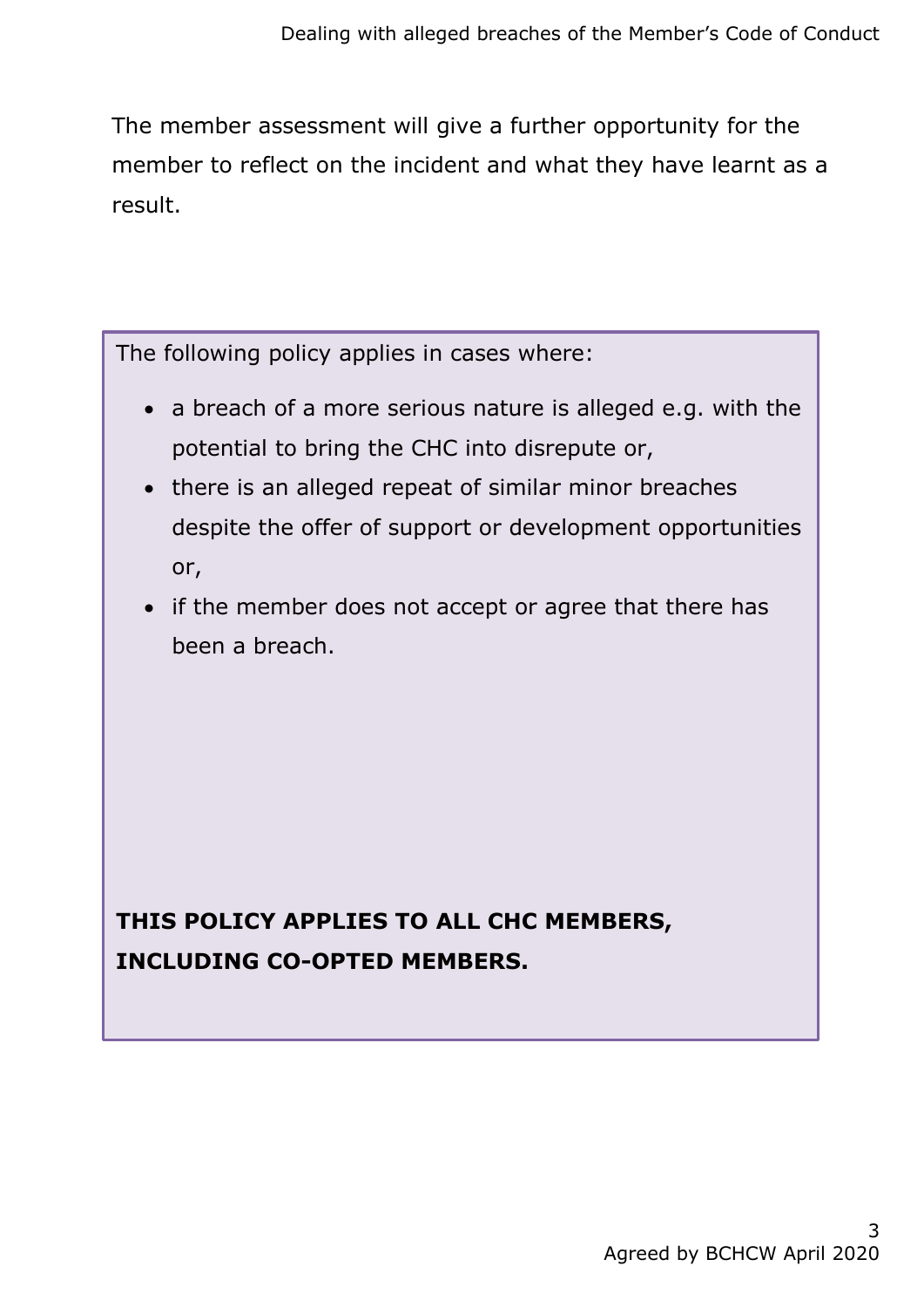The member assessment will give a further opportunity for the member to reflect on the incident and what they have learnt as a result.

The following policy applies in cases where:

- a breach of a more serious nature is alleged e.g. with the potential to bring the CHC into disrepute or,
- there is an alleged repeat of similar minor breaches despite the offer of support or development opportunities or,
- if the member does not accept or agree that there has been a breach.

**THIS POLICY APPLIES TO ALL CHC MEMBERS, INCLUDING CO-OPTED MEMBERS.**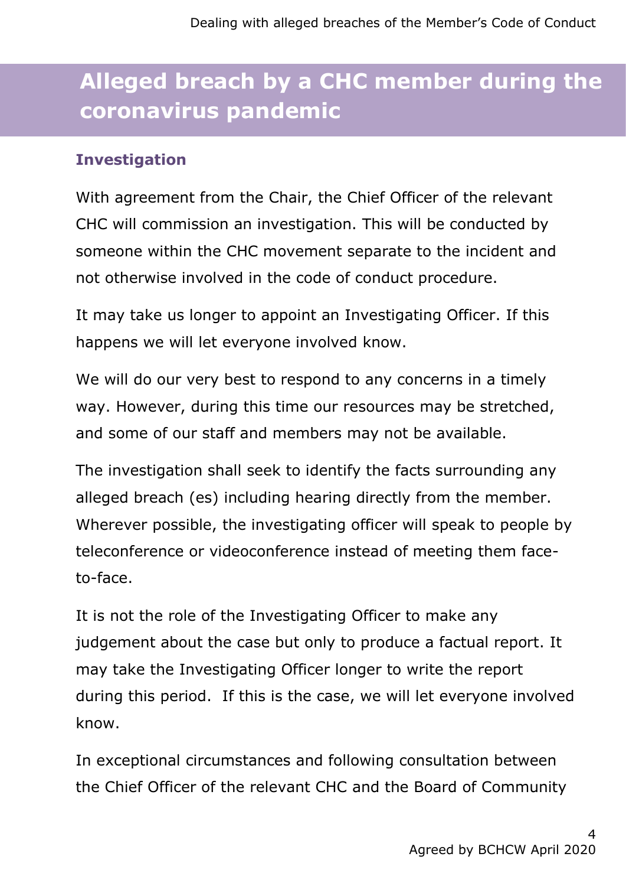# Alleged breach by a CHC member during the coronavirus pandemic

### Investigation

With agreement from the Chair, the Chief Officer of the relevant CHC will commission an investigation. This will be conducted by someone within the CHC movement separate to the incident and not otherwise involved in the code of conduct procedure.

It may take us longer to appoint an Investigating Officer. If this happens we will let everyone involved know.

We will do our very best to respond to any concerns in a timely way. However, during this time our resources may be stretched, and some of our staff and members may not be available.

The investigation shall seek to identify the facts surrounding any alleged breach (es) including hearing directly from the member. Wherever possible, the investigating officer will speak to people by teleconference or videoconference instead of meeting them face-to-face.

It is not the role of the Investigating Officer to make any judgement about the case but only to produce a factual report. It may take the Investigating Officer longer to write the report during this period. If this is the case, we will let everyone involved know.

In exceptional circumstances and following consultation between the Chief Officer of the relevant CHC and the Board of Community

Agreed by BCHCW April 2020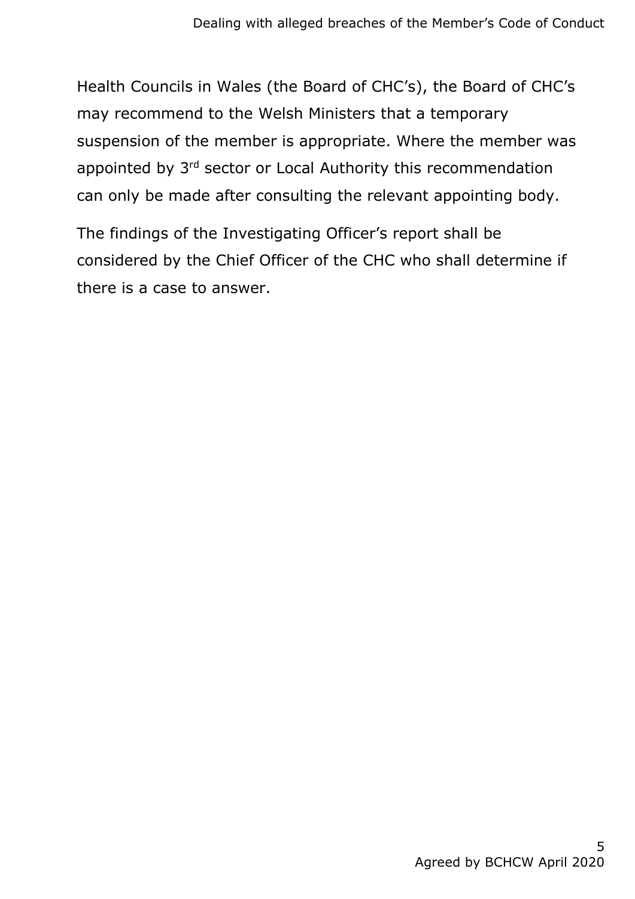Health Councils in Wales (the Board of CHC's), the Board of CHC's may recommend to the Welsh Ministers that a temporary suspension of the member is appropriate. Where the member was appointed by 3rd sector or Local Authority this recommendation can only be made after consulting the relevant appointing body.

The findings of the Investigating Officer's report shall be considered by the Chief Officer of the CHC who shall determine if there is a case to answer.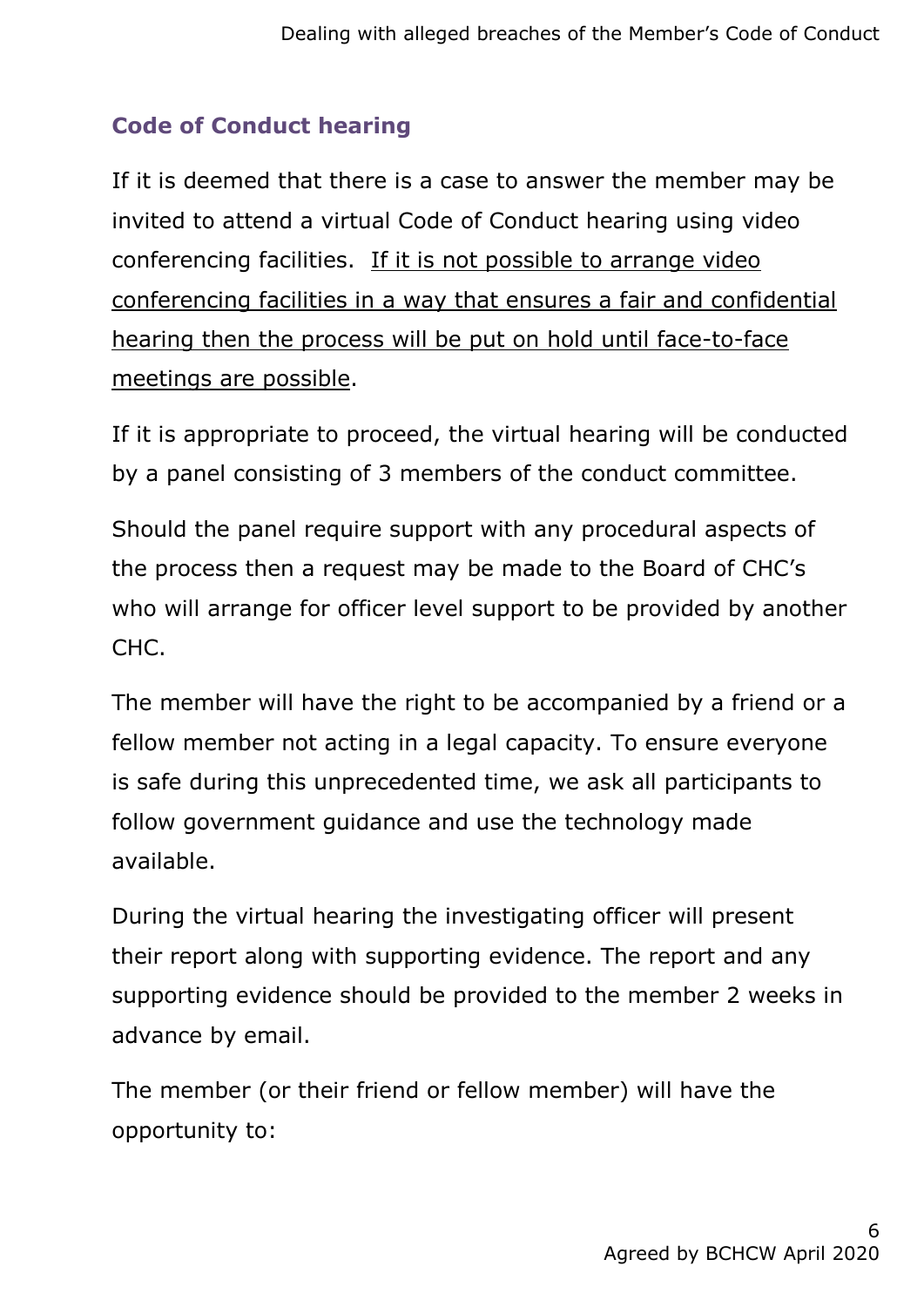## Code of Conduct hearing

If it is deemed that there is a case to answer the member may be invited to attend a virtual Code of Conduct hearing using video conferencing facilities. <u>If it is not possible to arrange video conferencing facilities in a way that ensures a fair and confidential hearing then the process will be put on hold until face-to-face meetings are possible</u>.

If it is appropriate to proceed, the virtual hearing will be conducted by a panel consisting of 3 members of the conduct committee.

Should the panel require support with any procedural aspects of the process then a request may be made to the Board of CHC's who will arrange for officer level support to be provided by another CHC.

The member will have the right to be accompanied by a friend or a fellow member not acting in a legal capacity. To ensure everyone is safe during this unprecedented time, we ask all participants to follow government guidance and use the technology made available.

During the virtual hearing the investigating officer will present their report along with supporting evidence. The report and any supporting evidence should be provided to the member 2 weeks in advance by email.

The member (or their friend or fellow member) will have the opportunity to: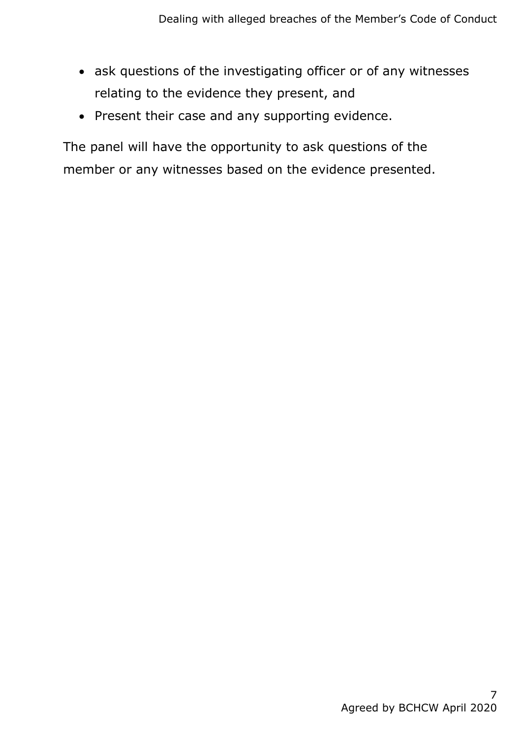- ask questions of the investigating officer or of any witnesses relating to the evidence they present, and
- Present their case and any supporting evidence.

The panel will have the opportunity to ask questions of the member or any witnesses based on the evidence presented.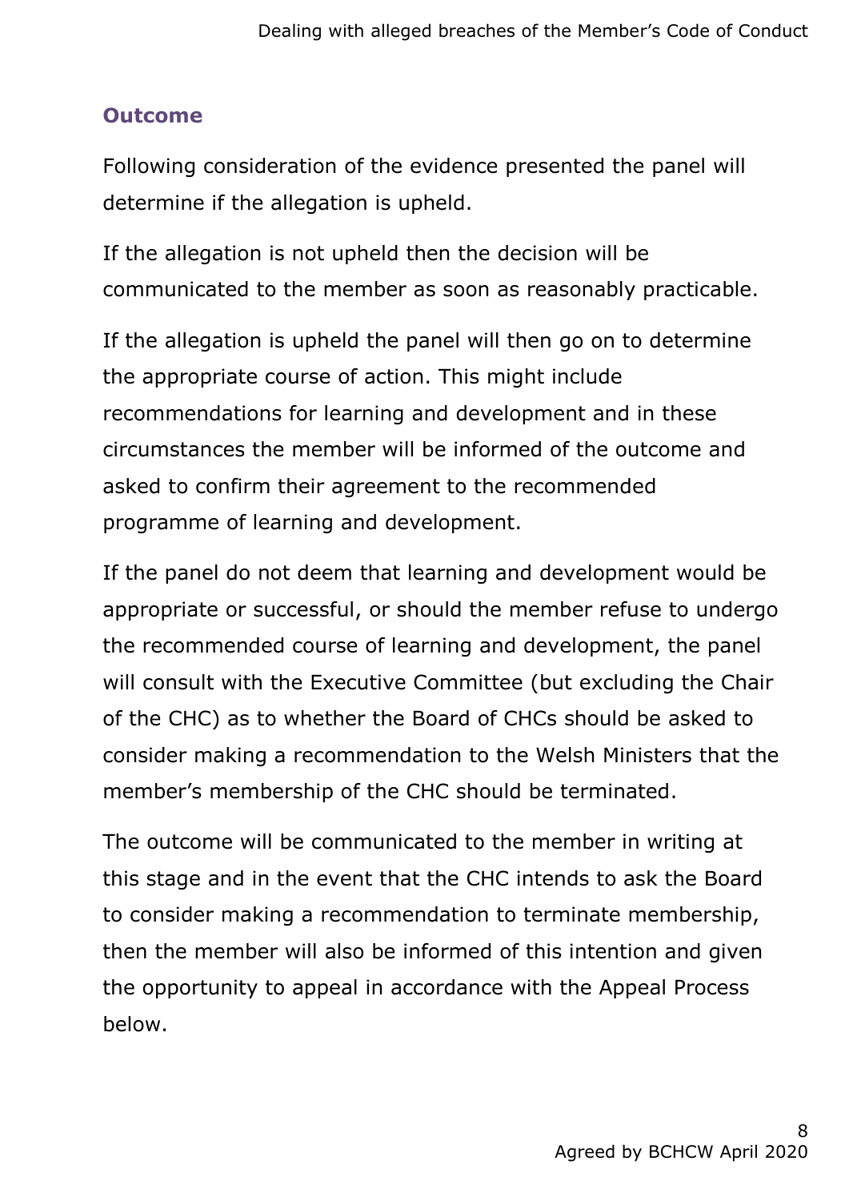## Outcome

Following consideration of the evidence presented the panel will determine if the allegation is upheld.

If the allegation is not upheld then the decision will be communicated to the member as soon as reasonably practicable.

If the allegation is upheld the panel will then go on to determine the appropriate course of action. This might include recommendations for learning and development and in these circumstances the member will be informed of the outcome and asked to confirm their agreement to the recommended programme of learning and development.

If the panel do not deem that learning and development would be appropriate or successful, or should the member refuse to undergo the recommended course of learning and development, the panel will consult with the Executive Committee (but excluding the Chair of the CHC) as to whether the Board of CHCs should be asked to consider making a recommendation to the Welsh Ministers that the member's membership of the CHC should be terminated.

The outcome will be communicated to the member in writing at this stage and in the event that the CHC intends to ask the Board to consider making a recommendation to terminate membership, then the member will also be informed of this intention and given the opportunity to appeal in accordance with the Appeal Process below.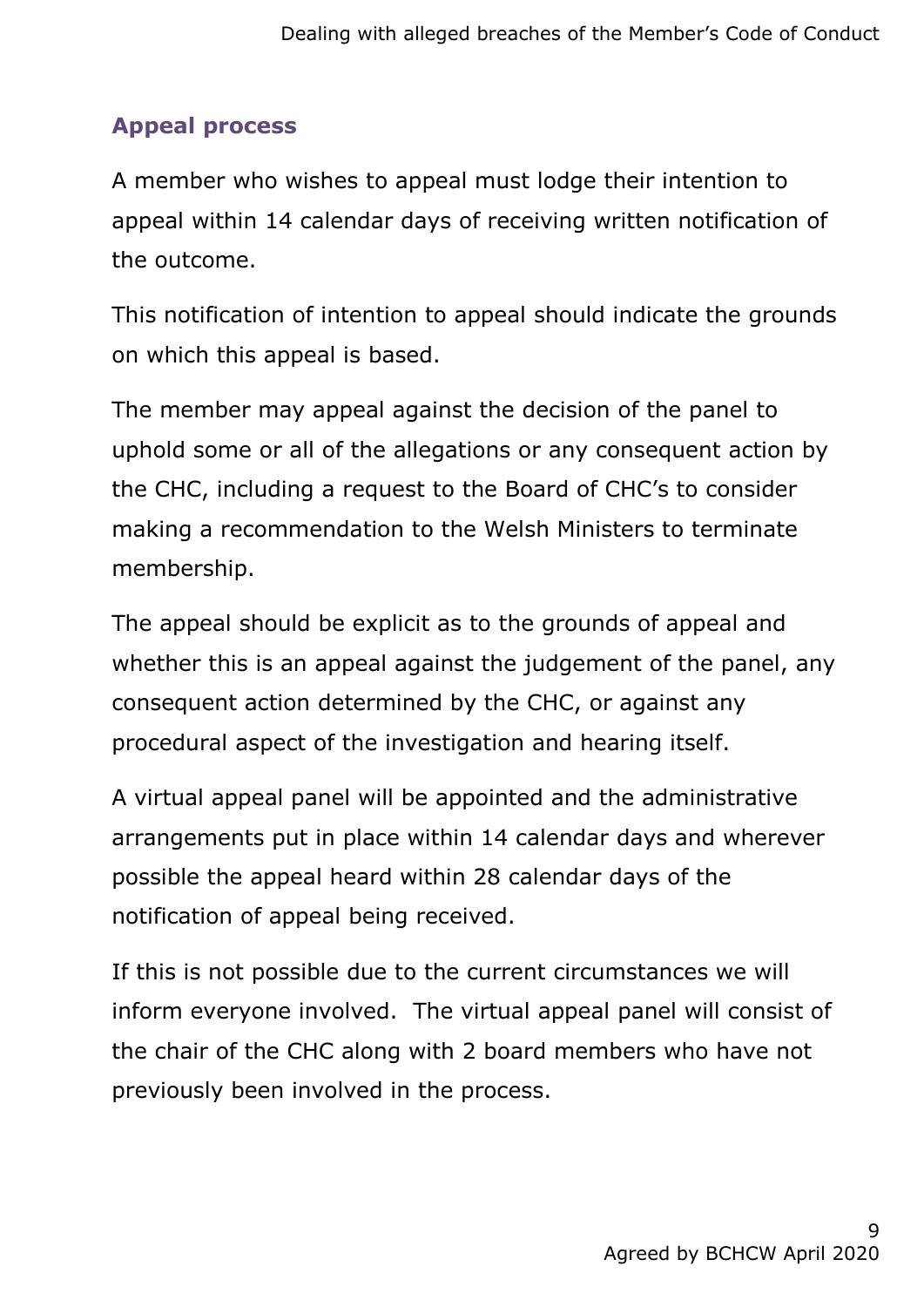## Appeal process

A member who wishes to appeal must lodge their intention to appeal within 14 calendar days of receiving written notification of the outcome.

This notification of intention to appeal should indicate the grounds on which this appeal is based.

The member may appeal against the decision of the panel to uphold some or all of the allegations or any consequent action by the CHC, including a request to the Board of CHC's to consider making a recommendation to the Welsh Ministers to terminate membership.

The appeal should be explicit as to the grounds of appeal and whether this is an appeal against the judgement of the panel, any consequent action determined by the CHC, or against any procedural aspect of the investigation and hearing itself.

A virtual appeal panel will be appointed and the administrative arrangements put in place within 14 calendar days and wherever possible the appeal heard within 28 calendar days of the notification of appeal being received.

If this is not possible due to the current circumstances we will inform everyone involved. The virtual appeal panel will consist of the chair of the CHC along with 2 board members who have not previously been involved in the process.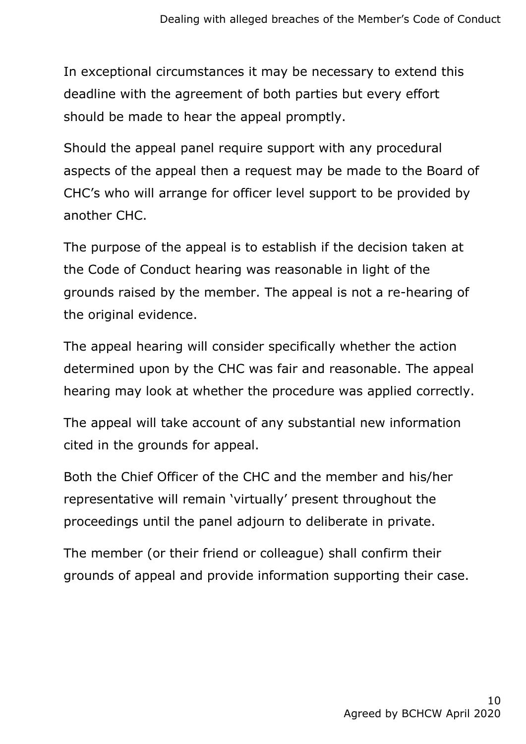In exceptional circumstances it may be necessary to extend this deadline with the agreement of both parties but every effort should be made to hear the appeal promptly.

Should the appeal panel require support with any procedural aspects of the appeal then a request may be made to the Board of CHC's who will arrange for officer level support to be provided by another CHC.

The purpose of the appeal is to establish if the decision taken at the Code of Conduct hearing was reasonable in light of the grounds raised by the member. The appeal is not a re-hearing of the original evidence.

The appeal hearing will consider specifically whether the action determined upon by the CHC was fair and reasonable. The appeal hearing may look at whether the procedure was applied correctly.

The appeal will take account of any substantial new information cited in the grounds for appeal.

Both the Chief Officer of the CHC and the member and his/her representative will remain 'virtually' present throughout the proceedings until the panel adjourn to deliberate in private.

The member (or their friend or colleague) shall confirm their grounds of appeal and provide information supporting their case.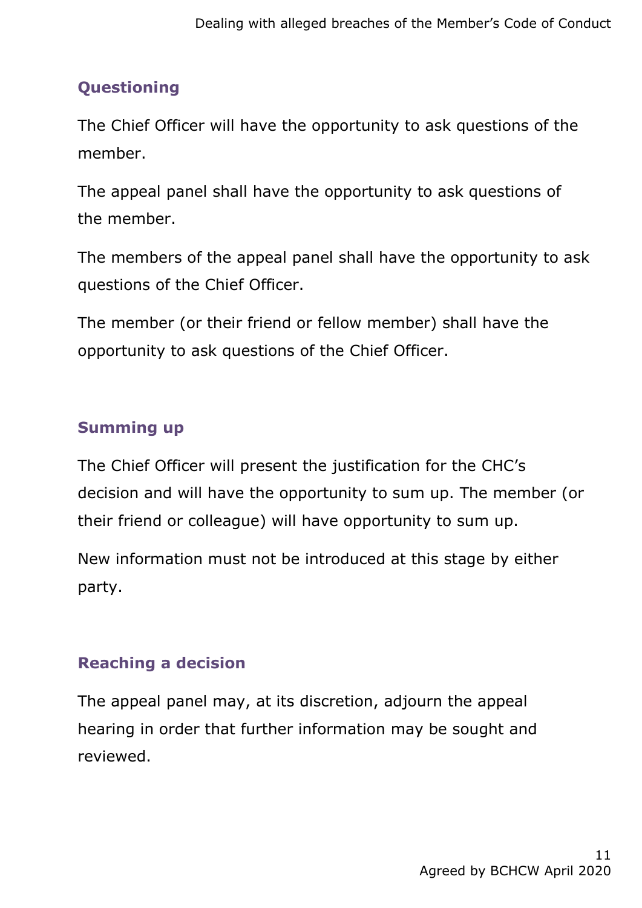### Questioning

The Chief Officer will have the opportunity to ask questions of the member.

The appeal panel shall have the opportunity to ask questions of the member.

The members of the appeal panel shall have the opportunity to ask questions of the Chief Officer.

The member (or their friend or fellow member) shall have the opportunity to ask questions of the Chief Officer.

### Summing up

The Chief Officer will present the justification for the CHC's decision and will have the opportunity to sum up. The member (or their friend or colleague) will have opportunity to sum up.

New information must not be introduced at this stage by either party.

### Reaching a decision

The appeal panel may, at its discretion, adjourn the appeal hearing in order that further information may be sought and reviewed.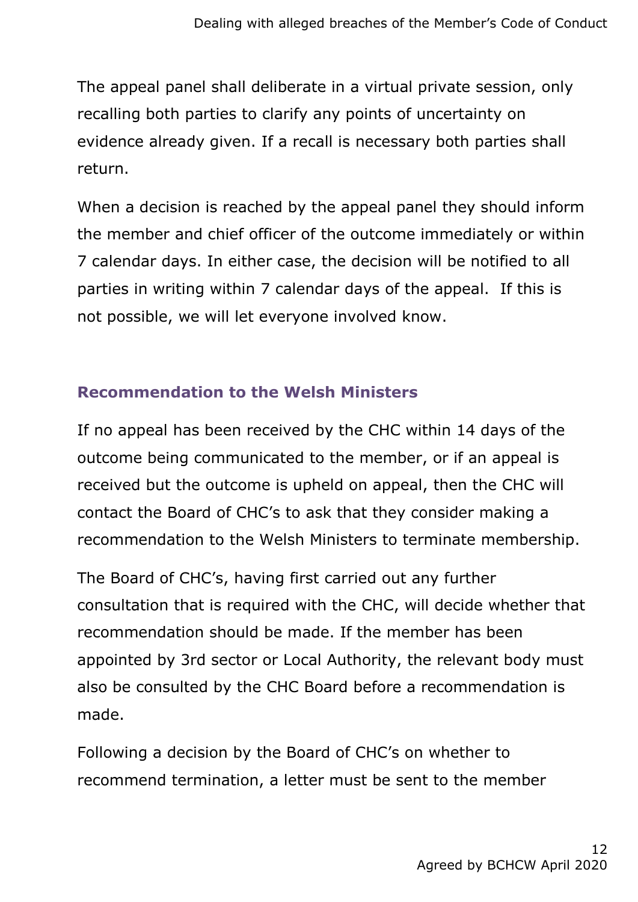The appeal panel shall deliberate in a virtual private session, only recalling both parties to clarify any points of uncertainty on evidence already given. If a recall is necessary both parties shall return.

When a decision is reached by the appeal panel they should inform the member and chief officer of the outcome immediately or within 7 calendar days. In either case, the decision will be notified to all parties in writing within 7 calendar days of the appeal. If this is not possible, we will let everyone involved know.

## Recommendation to the Welsh Ministers

If no appeal has been received by the CHC within 14 days of the outcome being communicated to the member, or if an appeal is received but the outcome is upheld on appeal, then the CHC will contact the Board of CHC's to ask that they consider making a recommendation to the Welsh Ministers to terminate membership.

The Board of CHC's, having first carried out any further consultation that is required with the CHC, will decide whether that recommendation should be made. If the member has been appointed by 3rd sector or Local Authority, the relevant body must also be consulted by the CHC Board before a recommendation is made.

Following a decision by the Board of CHC's on whether to recommend termination, a letter must be sent to the member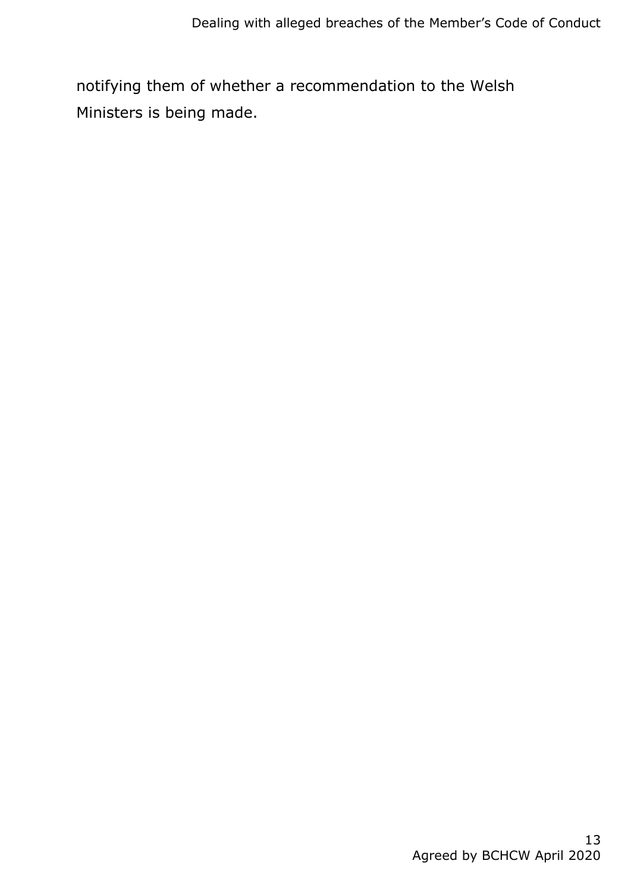notifying them of whether a recommendation to the Welsh Ministers is being made.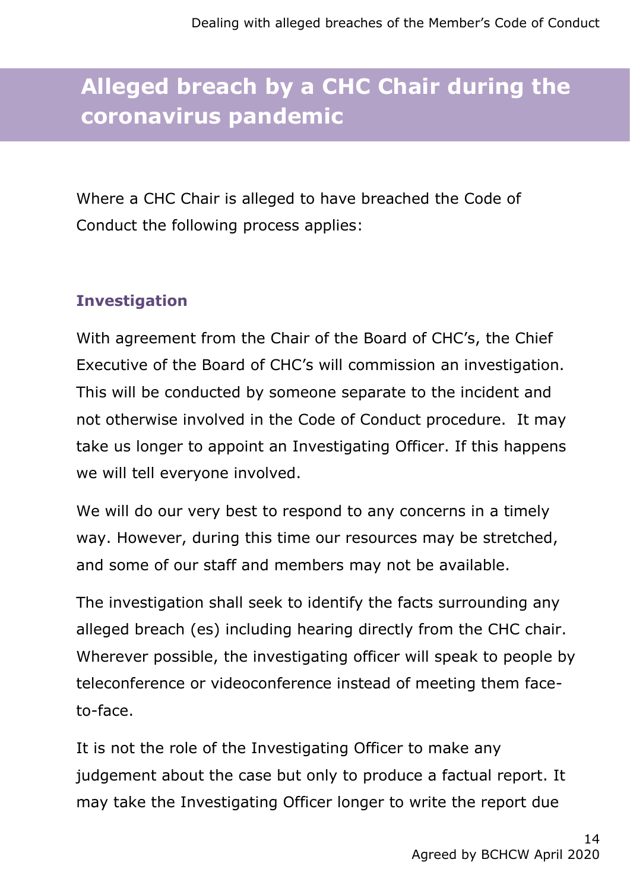# Alleged breach by a CHC Chair during the coronavirus pandemic

Where a CHC Chair is alleged to have breached the Code of Conduct the following process applies:

### Investigation

With agreement from the Chair of the Board of CHC's, the Chief Executive of the Board of CHC's will commission an investigation. This will be conducted by someone separate to the incident and not otherwise involved in the Code of Conduct procedure. It may take us longer to appoint an Investigating Officer. If this happens we will tell everyone involved.

We will do our very best to respond to any concerns in a timely way. However, during this time our resources may be stretched, and some of our staff and members may not be available.

The investigation shall seek to identify the facts surrounding any alleged breach (es) including hearing directly from the CHC chair. Wherever possible, the investigating officer will speak to people by teleconference or videoconference instead of meeting them face-to-face.

It is not the role of the Investigating Officer to make any judgement about the case but only to produce a factual report. It may take the Investigating Officer longer to write the report due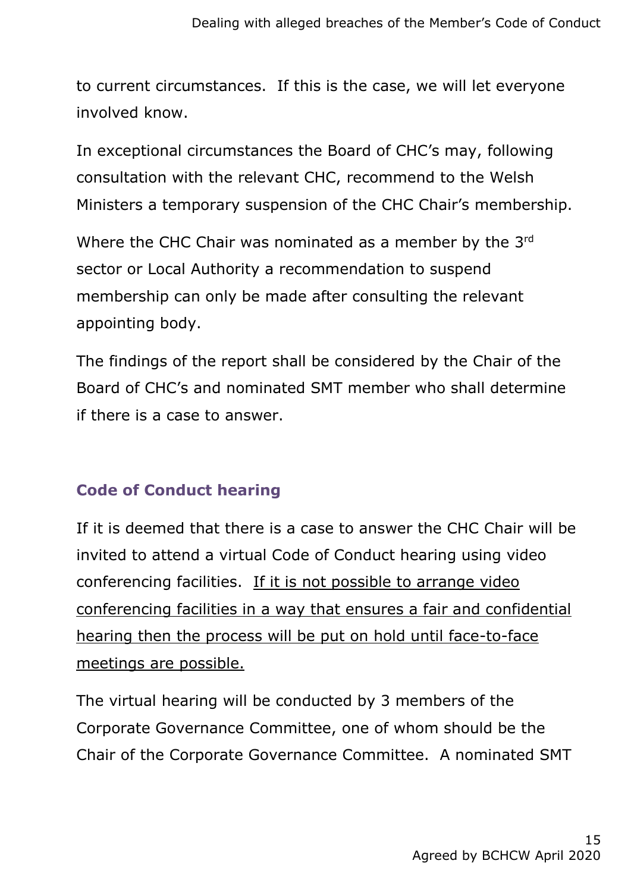to current circumstances. If this is the case, we will let everyone involved know.

In exceptional circumstances the Board of CHC's may, following consultation with the relevant CHC, recommend to the Welsh Ministers a temporary suspension of the CHC Chair's membership.

Where the CHC Chair was nominated as a member by the 3rd sector or Local Authority a recommendation to suspend membership can only be made after consulting the relevant appointing body.

The findings of the report shall be considered by the Chair of the Board of CHC's and nominated SMT member who shall determine if there is a case to answer.

## Code of Conduct hearing

If it is deemed that there is a case to answer the CHC Chair will be invited to attend a virtual Code of Conduct hearing using video conferencing facilities. <u>If it is not possible to arrange video conferencing facilities in a way that ensures a fair and confidential hearing then the process will be put on hold until face-to-face meetings are possible.</u>

The virtual hearing will be conducted by 3 members of the Corporate Governance Committee, one of whom should be the Chair of the Corporate Governance Committee. A nominated SMT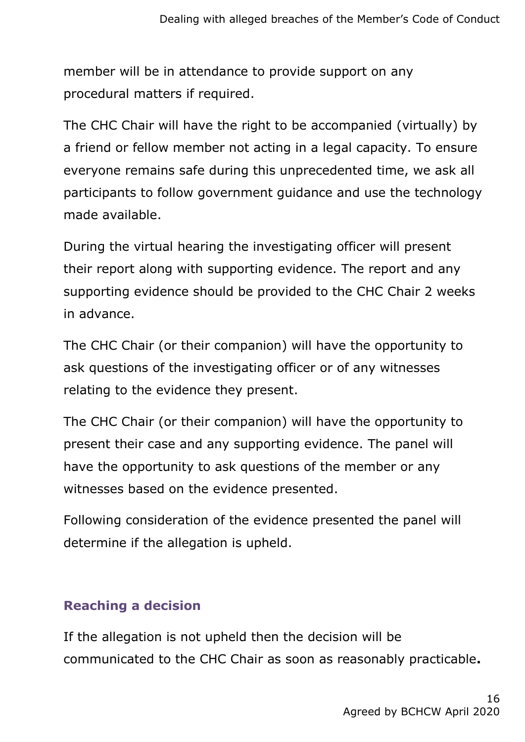member will be in attendance to provide support on any procedural matters if required.

The CHC Chair will have the right to be accompanied (virtually) by a friend or fellow member not acting in a legal capacity. To ensure everyone remains safe during this unprecedented time, we ask all participants to follow government guidance and use the technology made available.

During the virtual hearing the investigating officer will present their report along with supporting evidence. The report and any supporting evidence should be provided to the CHC Chair 2 weeks in advance.

The CHC Chair (or their companion) will have the opportunity to ask questions of the investigating officer or of any witnesses relating to the evidence they present.

The CHC Chair (or their companion) will have the opportunity to present their case and any supporting evidence. The panel will have the opportunity to ask questions of the member or any witnesses based on the evidence presented.

Following consideration of the evidence presented the panel will determine if the allegation is upheld.

## Reaching a decision

If the allegation is not upheld then the decision will be communicated to the CHC Chair as soon as reasonably practicable.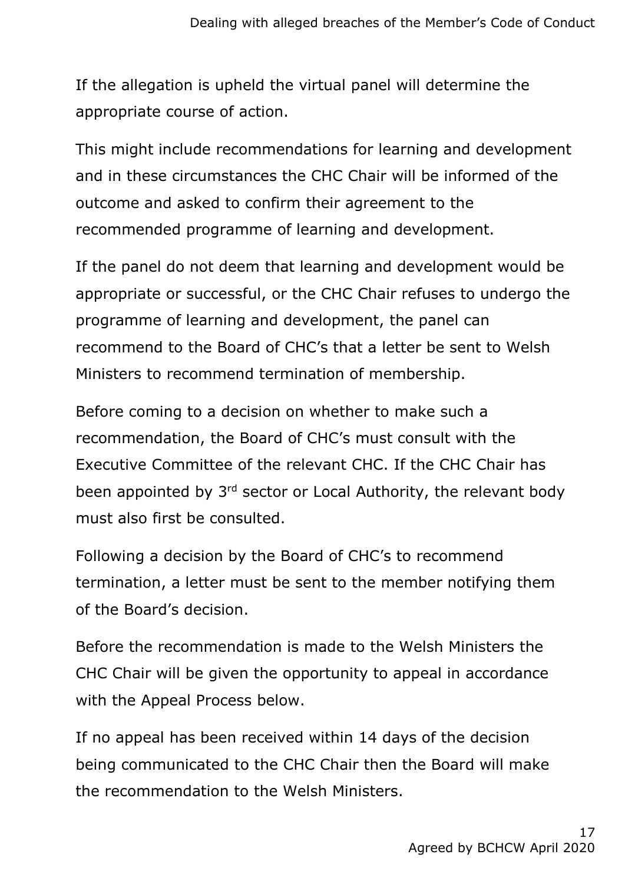If the allegation is upheld the virtual panel will determine the appropriate course of action.

This might include recommendations for learning and development and in these circumstances the CHC Chair will be informed of the outcome and asked to confirm their agreement to the recommended programme of learning and development.

If the panel do not deem that learning and development would be appropriate or successful, or the CHC Chair refuses to undergo the programme of learning and development, the panel can recommend to the Board of CHC's that a letter be sent to Welsh Ministers to recommend termination of membership.

Before coming to a decision on whether to make such a recommendation, the Board of CHC's must consult with the Executive Committee of the relevant CHC. If the CHC Chair has been appointed by 3rd sector or Local Authority, the relevant body must also first be consulted.

Following a decision by the Board of CHC's to recommend termination, a letter must be sent to the member notifying them of the Board's decision.

Before the recommendation is made to the Welsh Ministers the CHC Chair will be given the opportunity to appeal in accordance with the Appeal Process below.

If no appeal has been received within 14 days of the decision being communicated to the CHC Chair then the Board will make the recommendation to the Welsh Ministers.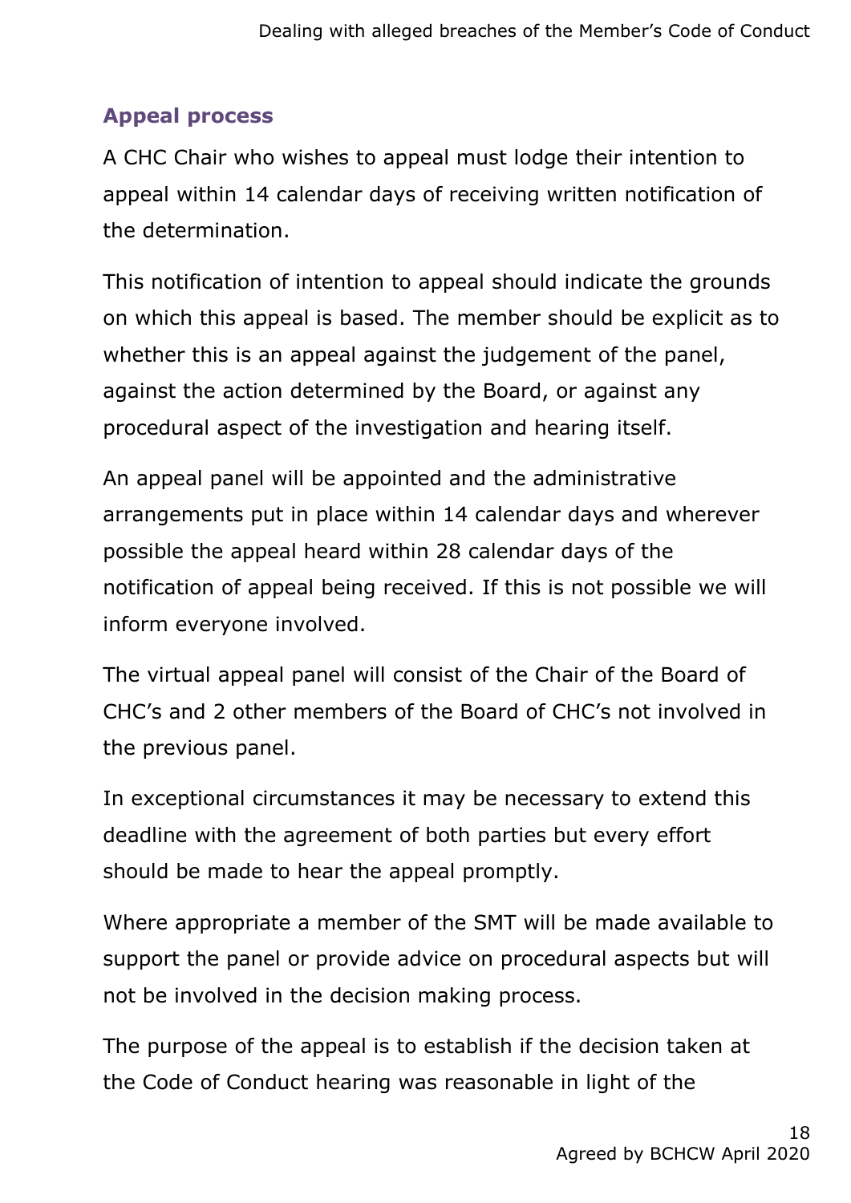## Appeal process

A CHC Chair who wishes to appeal must lodge their intention to appeal within 14 calendar days of receiving written notification of the determination.

This notification of intention to appeal should indicate the grounds on which this appeal is based. The member should be explicit as to whether this is an appeal against the judgement of the panel, against the action determined by the Board, or against any procedural aspect of the investigation and hearing itself.

An appeal panel will be appointed and the administrative arrangements put in place within 14 calendar days and wherever possible the appeal heard within 28 calendar days of the notification of appeal being received. If this is not possible we will inform everyone involved.

The virtual appeal panel will consist of the Chair of the Board of CHC's and 2 other members of the Board of CHC's not involved in the previous panel.

In exceptional circumstances it may be necessary to extend this deadline with the agreement of both parties but every effort should be made to hear the appeal promptly.

Where appropriate a member of the SMT will be made available to support the panel or provide advice on procedural aspects but will not be involved in the decision making process.

The purpose of the appeal is to establish if the decision taken at the Code of Conduct hearing was reasonable in light of the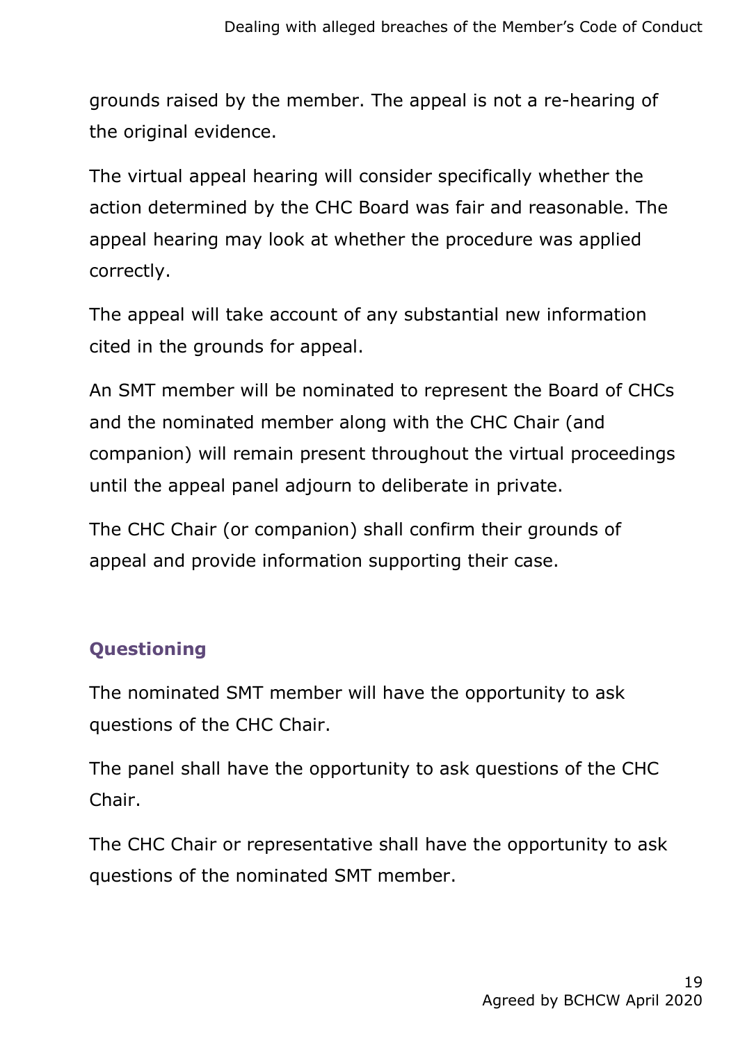grounds raised by the member. The appeal is not a re-hearing of the original evidence.

The virtual appeal hearing will consider specifically whether the action determined by the CHC Board was fair and reasonable. The appeal hearing may look at whether the procedure was applied correctly.

The appeal will take account of any substantial new information cited in the grounds for appeal.

An SMT member will be nominated to represent the Board of CHCs and the nominated member along with the CHC Chair (and companion) will remain present throughout the virtual proceedings until the appeal panel adjourn to deliberate in private.

The CHC Chair (or companion) shall confirm their grounds of appeal and provide information supporting their case.

### Questioning

The nominated SMT member will have the opportunity to ask questions of the CHC Chair.

The panel shall have the opportunity to ask questions of the CHC Chair.

The CHC Chair or representative shall have the opportunity to ask questions of the nominated SMT member.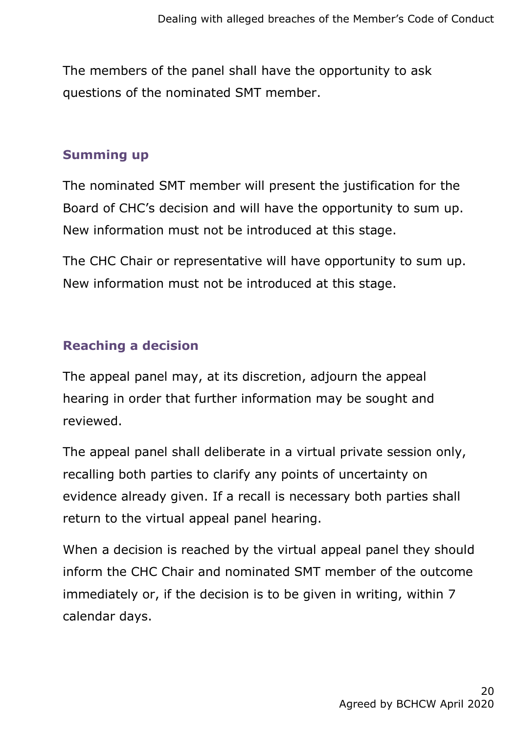The members of the panel shall have the opportunity to ask questions of the nominated SMT member.

### Summing up

The nominated SMT member will present the justification for the Board of CHC's decision and will have the opportunity to sum up. New information must not be introduced at this stage.

The CHC Chair or representative will have opportunity to sum up. New information must not be introduced at this stage.

### Reaching a decision

The appeal panel may, at its discretion, adjourn the appeal hearing in order that further information may be sought and reviewed.

The appeal panel shall deliberate in a virtual private session only, recalling both parties to clarify any points of uncertainty on evidence already given. If a recall is necessary both parties shall return to the virtual appeal panel hearing.

When a decision is reached by the virtual appeal panel they should inform the CHC Chair and nominated SMT member of the outcome immediately or, if the decision is to be given in writing, within 7 calendar days.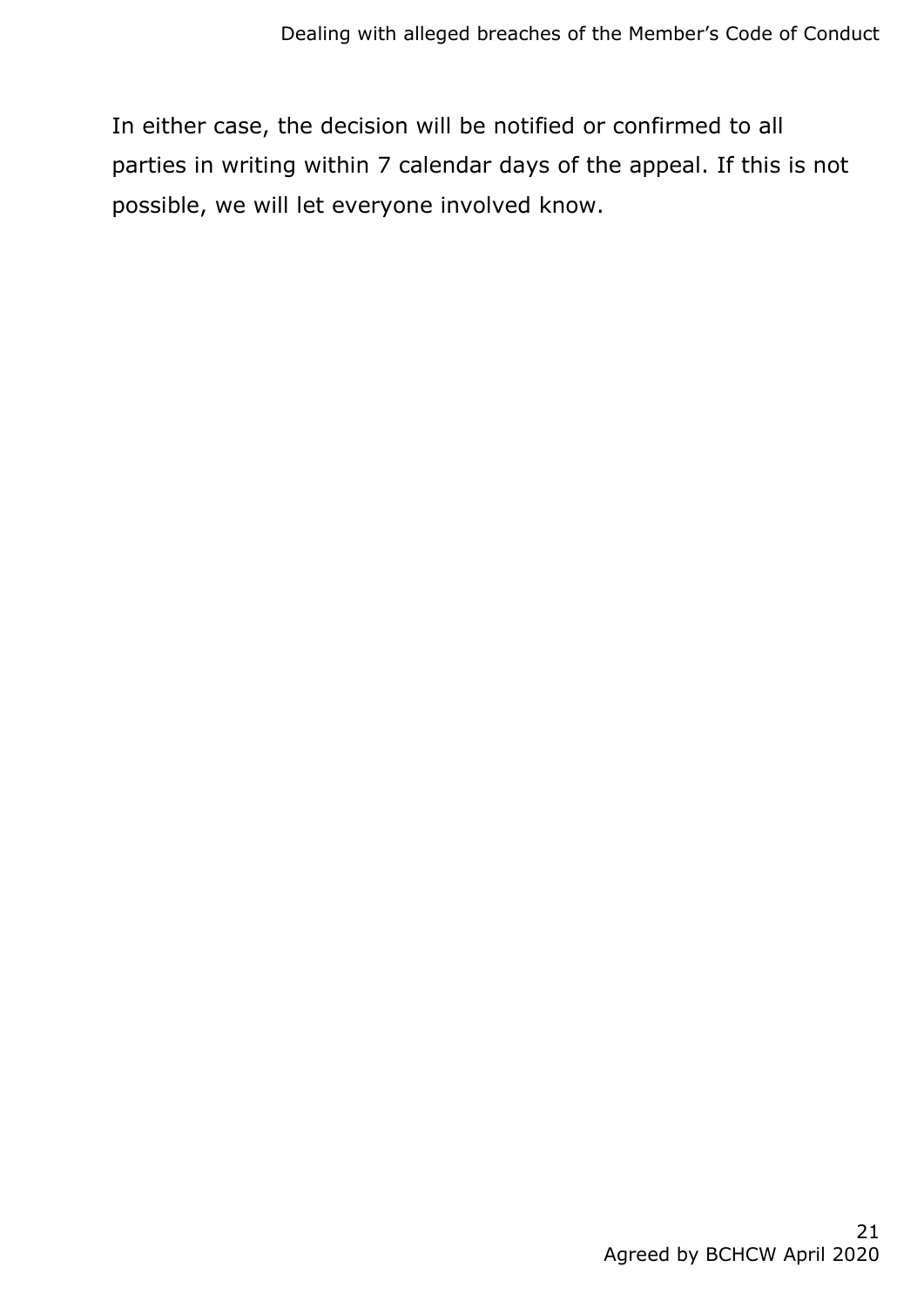In either case, the decision will be notified or confirmed to all parties in writing within 7 calendar days of the appeal. If this is not possible, we will let everyone involved know.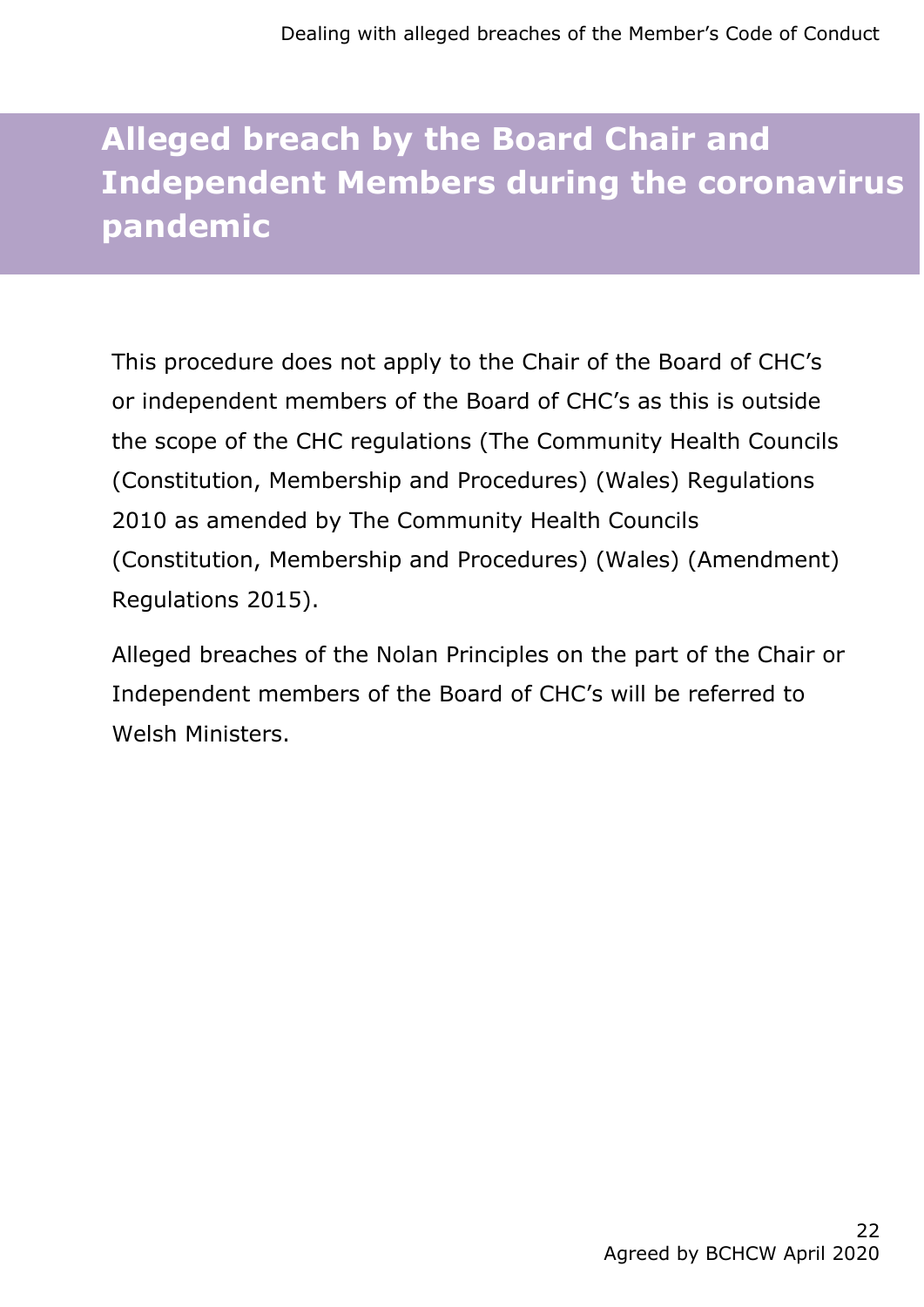# Alleged breach by the Board Chair and Independent Members during the coronavirus pandemic

This procedure does not apply to the Chair of the Board of CHC's or independent members of the Board of CHC's as this is outside the scope of the CHC regulations (The Community Health Councils (Constitution, Membership and Procedures) (Wales) Regulations 2010 as amended by The Community Health Councils (Constitution, Membership and Procedures) (Wales) (Amendment) Regulations 2015).

Alleged breaches of the Nolan Principles on the part of the Chair or Independent members of the Board of CHC's will be referred to Welsh Ministers.